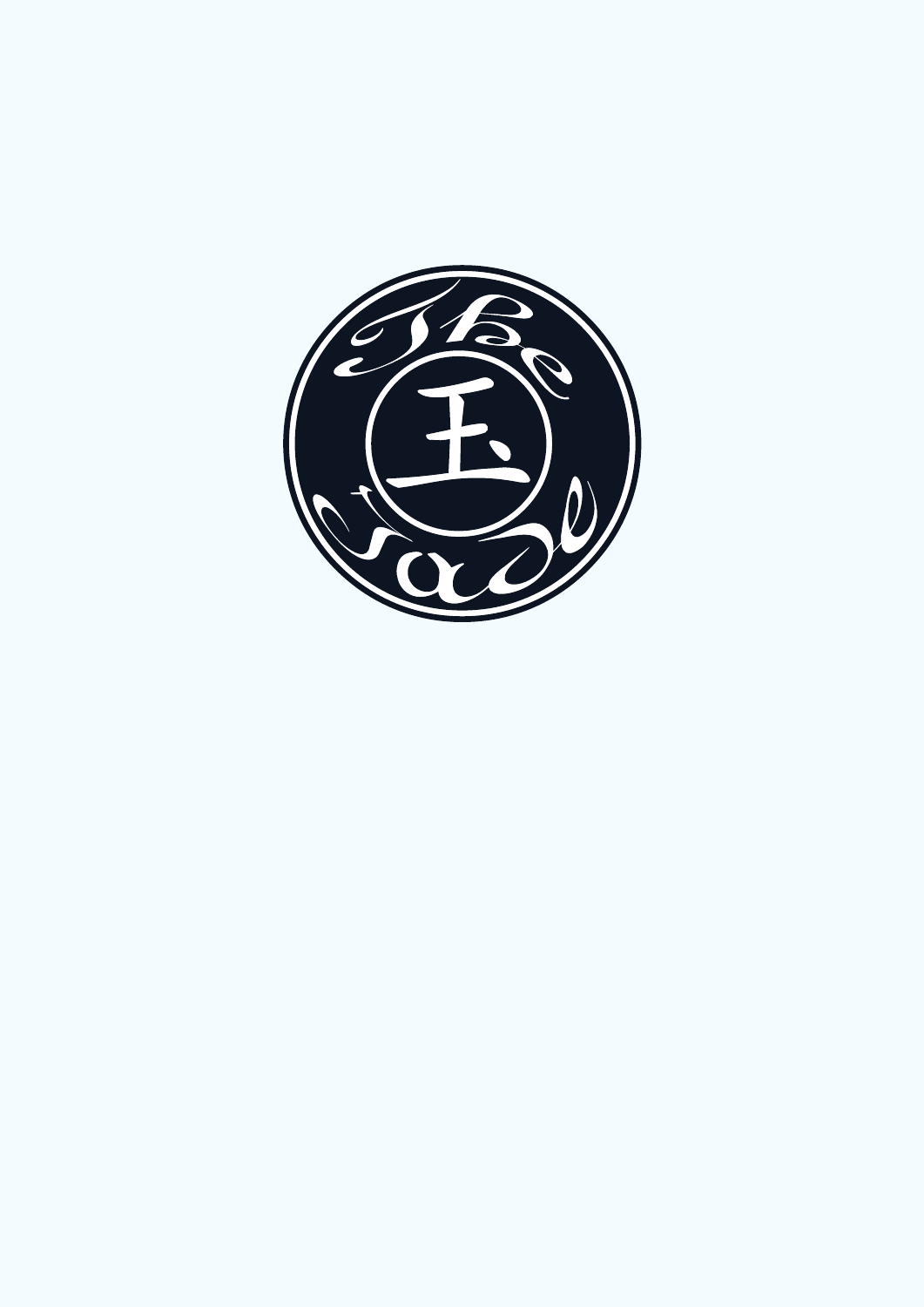# The Jade

玉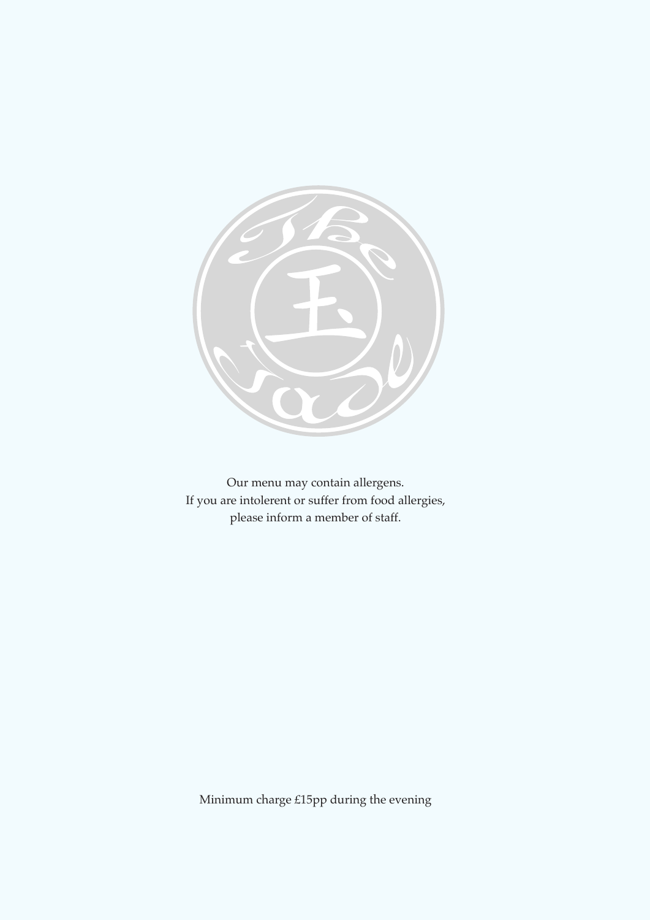Our menu may contain allergens.
If you are intolerent or suffer from food allergies,
please inform a member of staff.

Minimum charge £15pp during the evening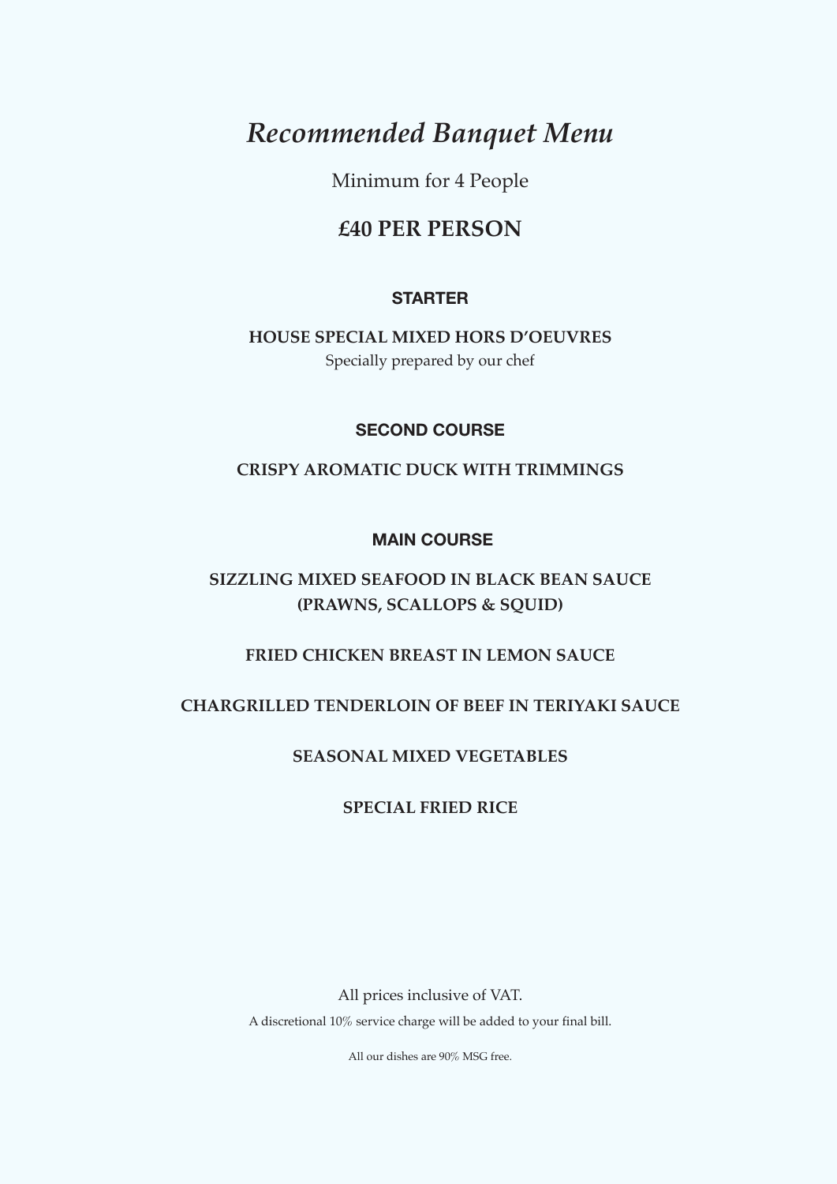# *Recommended Banquet Menu*

Minimum for 4 People

## £40 PER PERSON

### STARTER

**HOUSE SPECIAL MIXED HORS D'OEUVRES**
Specially prepared by our chef

### SECOND COURSE

**CRISPY AROMATIC DUCK WITH TRIMMINGS**

### MAIN COURSE

**SIZZLING MIXED SEAFOOD IN BLACK BEAN SAUCE (PRAWNS, SCALLOPS & SQUID)**

**FRIED CHICKEN BREAST IN LEMON SAUCE**

**CHARGRILLED TENDERLOIN OF BEEF IN TERIYAKI SAUCE**

**SEASONAL MIXED VEGETABLES**

**SPECIAL FRIED RICE**

All prices inclusive of VAT.

A discretional 10% service charge will be added to your final bill.

All our dishes are 90% MSG free.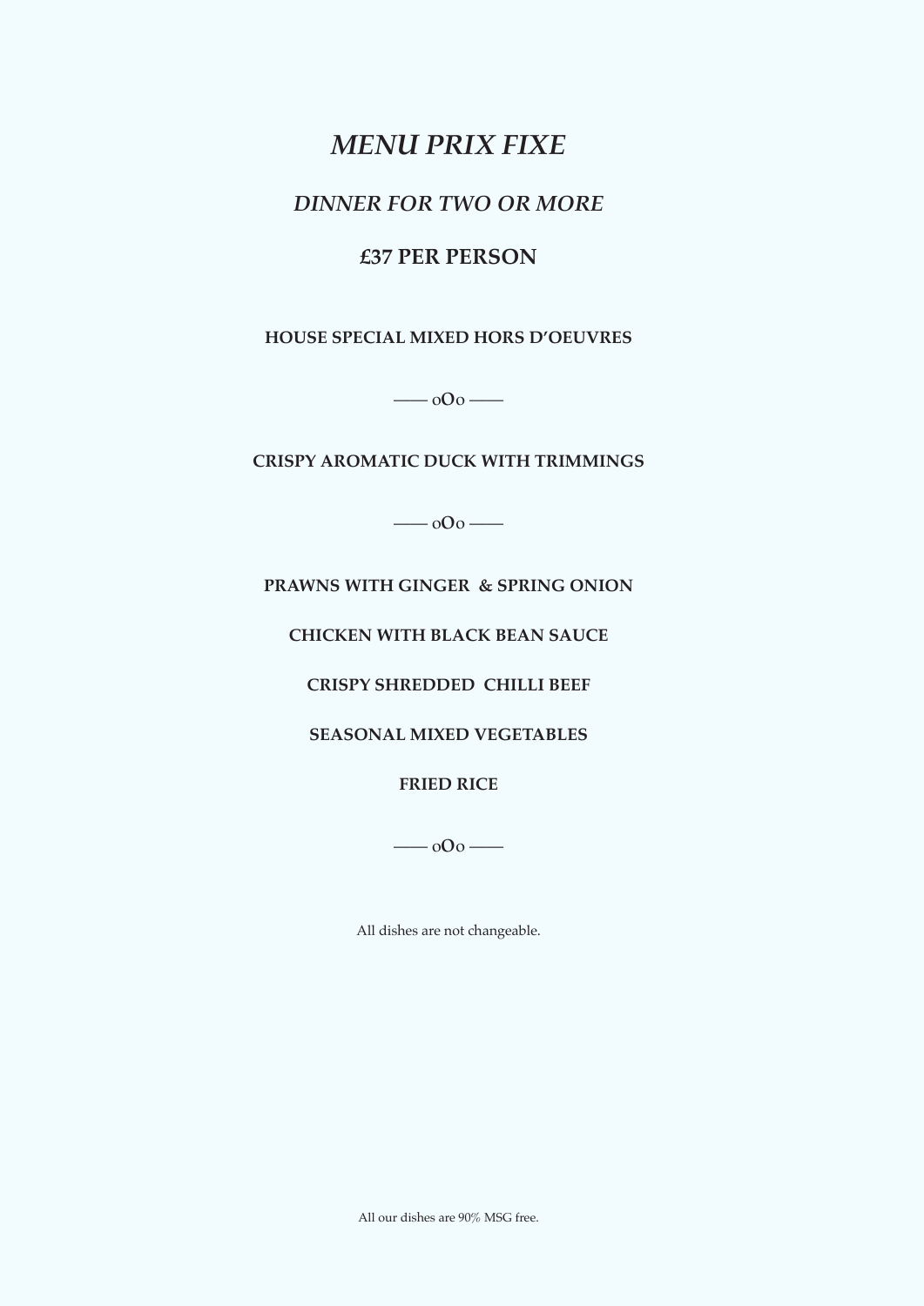# *MENU PRIX FIXE*

## *DINNER FOR TWO OR MORE*

## **£37 PER PERSON**

**HOUSE SPECIAL MIXED HORS D'OEUVRES**

—— oOo ——

**CRISPY AROMATIC DUCK WITH TRIMMINGS**

—— oOo ——

**PRAWNS WITH GINGER & SPRING ONION**

**CHICKEN WITH BLACK BEAN SAUCE**

**CRISPY SHREDDED CHILLI BEEF**

**SEASONAL MIXED VEGETABLES**

**FRIED RICE**

—— oOo ——

All dishes are not changeable.

All our dishes are 90% MSG free.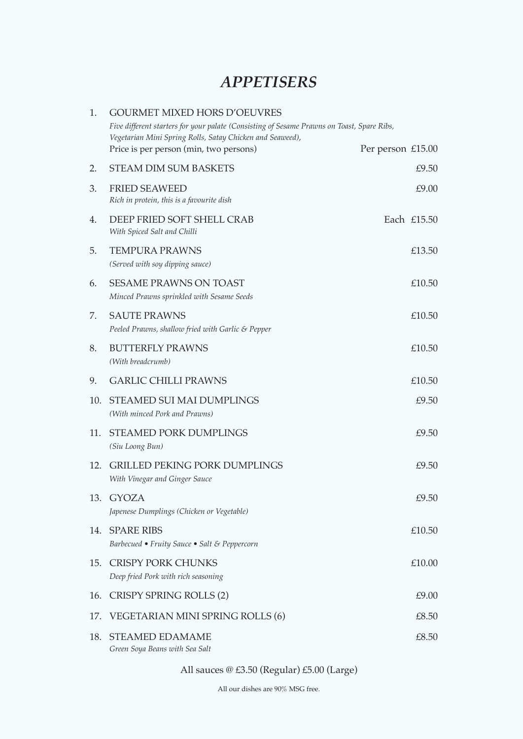# *APPETISERS*

1. GOURMET MIXED HORS D'OEUVRES
   *Five different starters for your palate (Consisting of Sesame Prawns on Toast, Spare Ribs, Vegetarian Mini Spring Rolls, Satay Chicken and Seaweed),*
   Price is per person (min, two persons) — Per person £15.00
2. STEAM DIM SUM BASKETS — £9.50
3. FRIED SEAWEED — £9.00
   *Rich in protein, this is a favourite dish*
4. DEEP FRIED SOFT SHELL CRAB — Each £15.50
   *With Spiced Salt and Chilli*
5. TEMPURA PRAWNS — £13.50
   *(Served with soy dipping sauce)*
6. SESAME PRAWNS ON TOAST — £10.50
   *Minced Prawns sprinkled with Sesame Seeds*
7. SAUTE PRAWNS — £10.50
   *Peeled Prawns, shallow fried with Garlic & Pepper*
8. BUTTERFLY PRAWNS — £10.50
   *(With breadcrumb)*
9. GARLIC CHILLI PRAWNS — £10.50
10. STEAMED SUI MAI DUMPLINGS — £9.50
    *(With minced Pork and Prawns)*
11. STEAMED PORK DUMPLINGS — £9.50
    *(Siu Loong Bun)*
12. GRILLED PEKING PORK DUMPLINGS — £9.50
    *With Vinegar and Ginger Sauce*
13. GYOZA — £9.50
    *Japenese Dumplings (Chicken or Vegetable)*
14. SPARE RIBS — £10.50
    *Barbecued • Fruity Sauce • Salt & Peppercorn*
15. CRISPY PORK CHUNKS — £10.00
    *Deep fried Pork with rich seasoning*
16. CRISPY SPRING ROLLS (2) — £9.00
17. VEGETARIAN MINI SPRING ROLLS (6) — £8.50
18. STEAMED EDAMAME — £8.50
    *Green Soya Beans with Sea Salt*

All sauces @ £3.50 (Regular) £5.00 (Large)

All our dishes are 90% MSG free.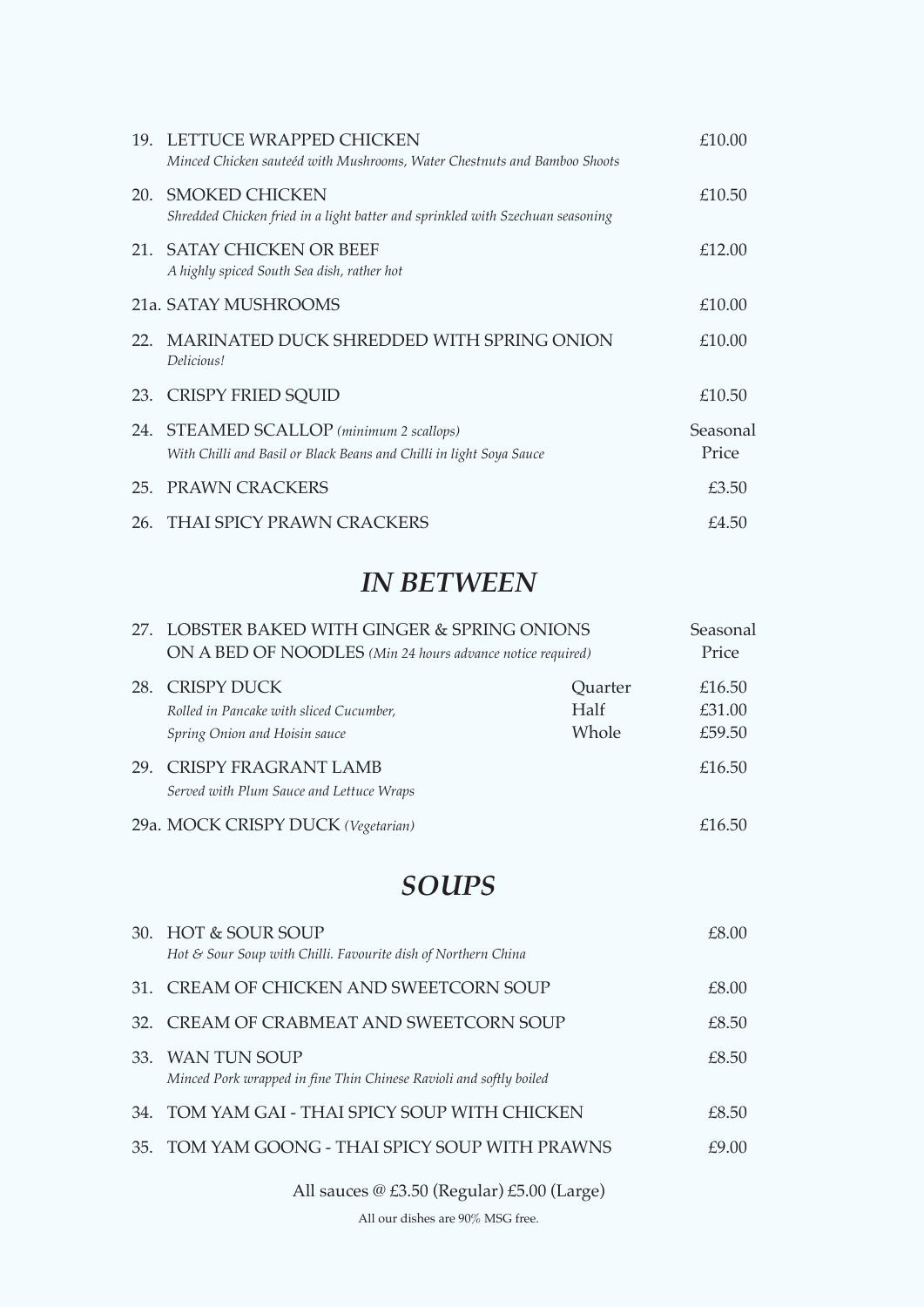19. LETTUCE WRAPPED CHICKEN — £10.00
*Minced Chicken sauteéd with Mushrooms, Water Chestnuts and Bamboo Shoots*

20. SMOKED CHICKEN — £10.50
*Shredded Chicken fried in a light batter and sprinkled with Szechuan seasoning*

21. SATAY CHICKEN OR BEEF — £12.00
*A highly spiced South Sea dish, rather hot*

21a. SATAY MUSHROOMS — £10.00

22. MARINATED DUCK SHREDDED WITH SPRING ONION — £10.00
*Delicious!*

23. CRISPY FRIED SQUID — £10.50

24. STEAMED SCALLOP *(minimum 2 scallops)* — Seasonal Price
*With Chilli and Basil or Black Beans and Chilli in light Soya Sauce*

25. PRAWN CRACKERS — £3.50

26. THAI SPICY PRAWN CRACKERS — £4.50

## *IN BETWEEN*

27. LOBSTER BAKED WITH GINGER & SPRING ONIONS ON A BED OF NOODLES *(Min 24 hours advance notice required)* — Seasonal Price

28. CRISPY DUCK
*Rolled in Pancake with sliced Cucumber, Spring Onion and Hoisin sauce*

| | |
|---|---|
| Quarter | £16.50 |
| Half | £31.00 |
| Whole | £59.50 |

29. CRISPY FRAGRANT LAMB — £16.50
*Served with Plum Sauce and Lettuce Wraps*

29a. MOCK CRISPY DUCK *(Vegetarian)* — £16.50

## *SOUPS*

30. HOT & SOUR SOUP — £8.00
*Hot & Sour Soup with Chilli. Favourite dish of Northern China*

31. CREAM OF CHICKEN AND SWEETCORN SOUP — £8.00

32. CREAM OF CRABMEAT AND SWEETCORN SOUP — £8.50

33. WAN TUN SOUP — £8.50
*Minced Pork wrapped in fine Thin Chinese Ravioli and softly boiled*

34. TOM YAM GAI - THAI SPICY SOUP WITH CHICKEN — £8.50

35. TOM YAM GOONG - THAI SPICY SOUP WITH PRAWNS — £9.00

All sauces @ £3.50 (Regular) £5.00 (Large)

All our dishes are 90% MSG free.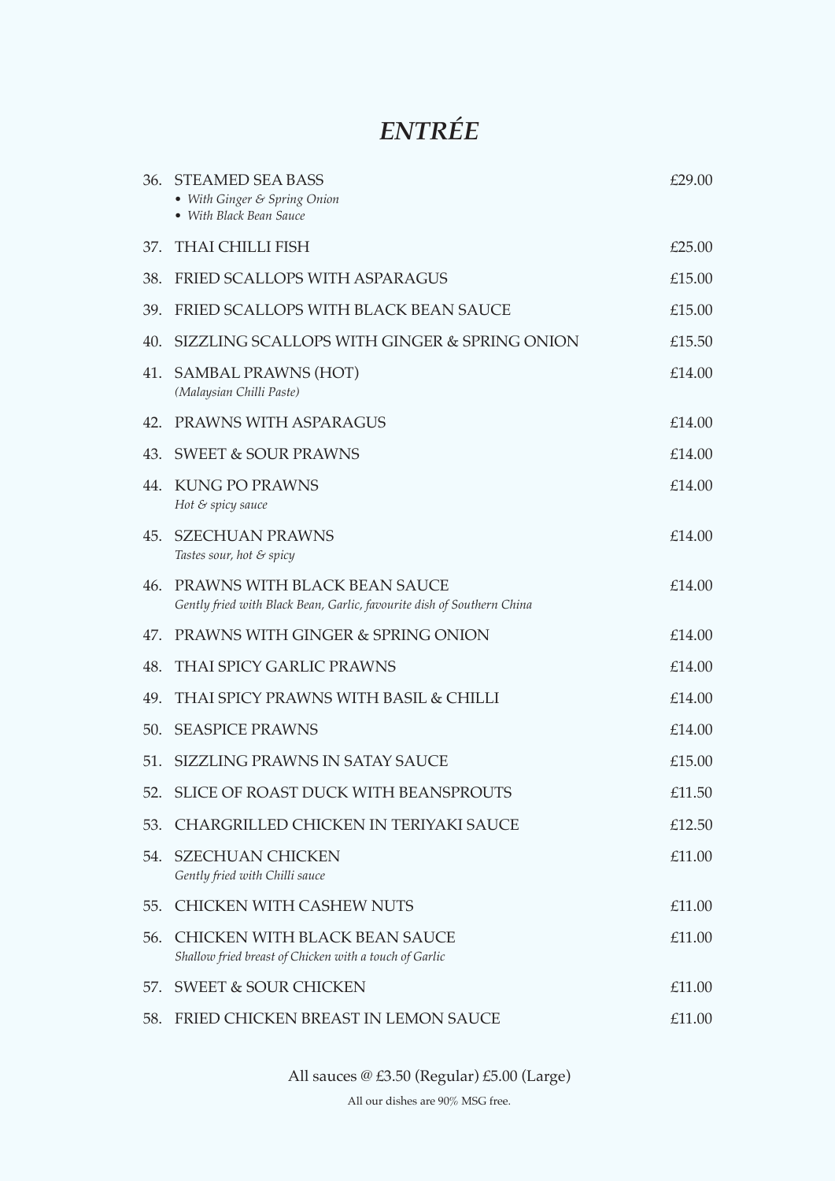# *ENTRÉE*

| | | |
|---|---|---|
| 36. | STEAMED SEA BASS<br>• *With Ginger & Spring Onion*<br>• *With Black Bean Sauce* | £29.00 |
| 37. | THAI CHILLI FISH | £25.00 |
| 38. | FRIED SCALLOPS WITH ASPARAGUS | £15.00 |
| 39. | FRIED SCALLOPS WITH BLACK BEAN SAUCE | £15.00 |
| 40. | SIZZLING SCALLOPS WITH GINGER & SPRING ONION | £15.50 |
| 41. | SAMBAL PRAWNS (HOT)<br>*(Malaysian Chilli Paste)* | £14.00 |
| 42. | PRAWNS WITH ASPARAGUS | £14.00 |
| 43. | SWEET & SOUR PRAWNS | £14.00 |
| 44. | KUNG PO PRAWNS<br>*Hot & spicy sauce* | £14.00 |
| 45. | SZECHUAN PRAWNS<br>*Tastes sour, hot & spicy* | £14.00 |
| 46. | PRAWNS WITH BLACK BEAN SAUCE<br>*Gently fried with Black Bean, Garlic, favourite dish of Southern China* | £14.00 |
| 47. | PRAWNS WITH GINGER & SPRING ONION | £14.00 |
| 48. | THAI SPICY GARLIC PRAWNS | £14.00 |
| 49. | THAI SPICY PRAWNS WITH BASIL & CHILLI | £14.00 |
| 50. | SEASPICE PRAWNS | £14.00 |
| 51. | SIZZLING PRAWNS IN SATAY SAUCE | £15.00 |
| 52. | SLICE OF ROAST DUCK WITH BEANSPROUTS | £11.50 |
| 53. | CHARGRILLED CHICKEN IN TERIYAKI SAUCE | £12.50 |
| 54. | SZECHUAN CHICKEN<br>*Gently fried with Chilli sauce* | £11.00 |
| 55. | CHICKEN WITH CASHEW NUTS | £11.00 |
| 56. | CHICKEN WITH BLACK BEAN SAUCE<br>*Shallow fried breast of Chicken with a touch of Garlic* | £11.00 |
| 57. | SWEET & SOUR CHICKEN | £11.00 |
| 58. | FRIED CHICKEN BREAST IN LEMON SAUCE | £11.00 |

All sauces @ £3.50 (Regular) £5.00 (Large)

All our dishes are 90% MSG free.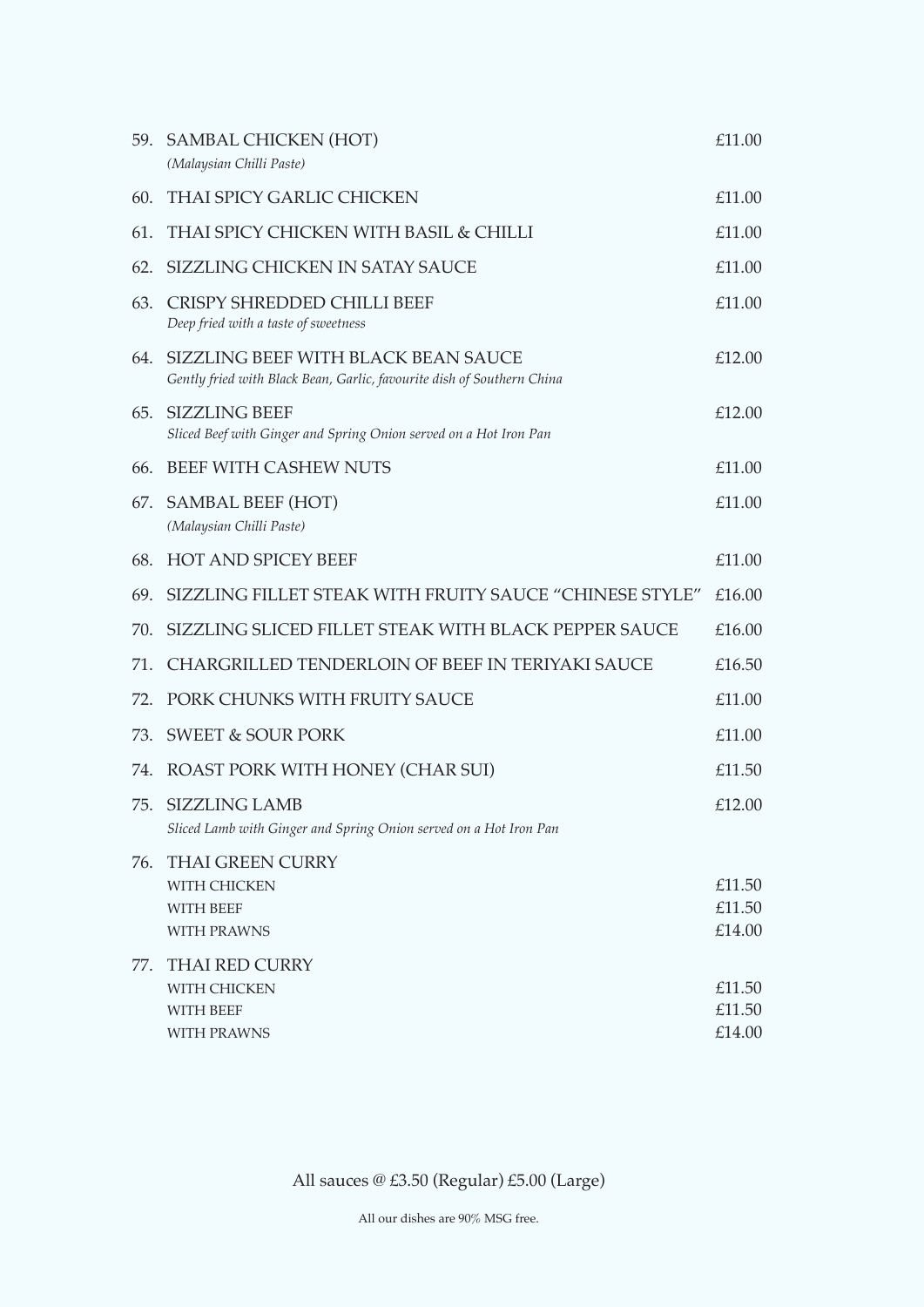| | | |
|---|---|---|
| 59. | SAMBAL CHICKEN (HOT)<br>*(Malaysian Chilli Paste)* | £11.00 |
| 60. | THAI SPICY GARLIC CHICKEN | £11.00 |
| 61. | THAI SPICY CHICKEN WITH BASIL & CHILLI | £11.00 |
| 62. | SIZZLING CHICKEN IN SATAY SAUCE | £11.00 |
| 63. | CRISPY SHREDDED CHILLI BEEF<br>*Deep fried with a taste of sweetness* | £11.00 |
| 64. | SIZZLING BEEF WITH BLACK BEAN SAUCE<br>*Gently fried with Black Bean, Garlic, favourite dish of Southern China* | £12.00 |
| 65. | SIZZLING BEEF<br>*Sliced Beef with Ginger and Spring Onion served on a Hot Iron Pan* | £12.00 |
| 66. | BEEF WITH CASHEW NUTS | £11.00 |
| 67. | SAMBAL BEEF (HOT)<br>*(Malaysian Chilli Paste)* | £11.00 |
| 68. | HOT AND SPICEY BEEF | £11.00 |
| 69. | SIZZLING FILLET STEAK WITH FRUITY SAUCE "CHINESE STYLE" | £16.00 |
| 70. | SIZZLING SLICED FILLET STEAK WITH BLACK PEPPER SAUCE | £16.00 |
| 71. | CHARGRILLED TENDERLOIN OF BEEF IN TERIYAKI SAUCE | £16.50 |
| 72. | PORK CHUNKS WITH FRUITY SAUCE | £11.00 |
| 73. | SWEET & SOUR PORK | £11.00 |
| 74. | ROAST PORK WITH HONEY (CHAR SUI) | £11.50 |
| 75. | SIZZLING LAMB<br>*Sliced Lamb with Ginger and Spring Onion served on a Hot Iron Pan* | £12.00 |
| 76. | THAI GREEN CURRY | |
| | WITH CHICKEN | £11.50 |
| | WITH BEEF | £11.50 |
| | WITH PRAWNS | £14.00 |
| 77. | THAI RED CURRY | |
| | WITH CHICKEN | £11.50 |
| | WITH BEEF | £11.50 |
| | WITH PRAWNS | £14.00 |

All sauces @ £3.50 (Regular) £5.00 (Large)

All our dishes are 90% MSG free.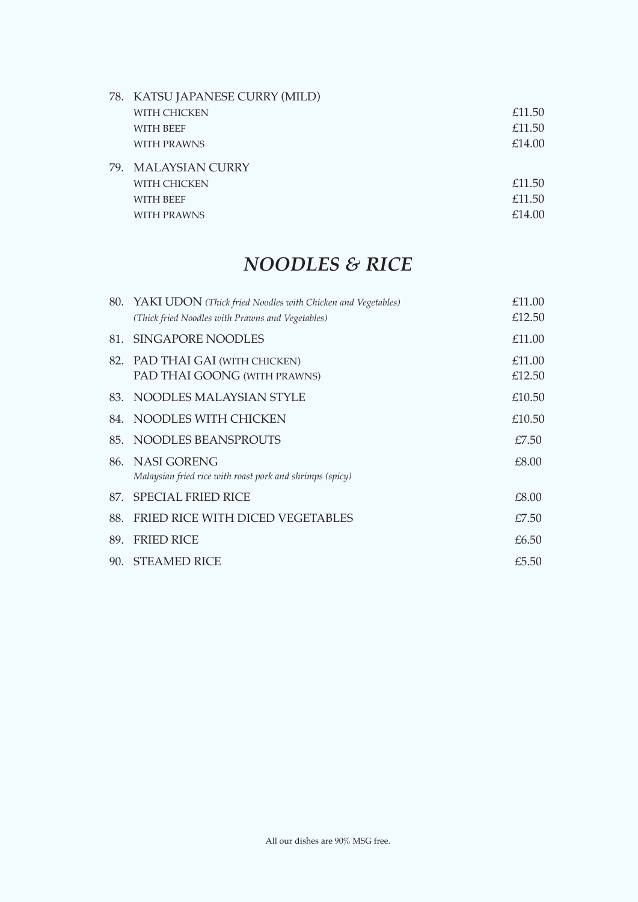78. KATSU JAPANESE CURRY (MILD)

| | |
|---|---|
| WITH CHICKEN | £11.50 |
| WITH BEEF | £11.50 |
| WITH PRAWNS | £14.00 |

79. MALAYSIAN CURRY

| | |
|---|---|
| WITH CHICKEN | £11.50 |
| WITH BEEF | £11.50 |
| WITH PRAWNS | £14.00 |

## *NOODLES & RICE*

| | | |
|---|---|---|
| 80. | YAKI UDON *(Thick fried Noodles with Chicken and Vegetables)* | £11.00 |
| | *(Thick fried Noodles with Prawns and Vegetables)* | £12.50 |
| 81. | SINGAPORE NOODLES | £11.00 |
| 82. | PAD THAI GAI (WITH CHICKEN) | £11.00 |
| | PAD THAI GOONG (WITH PRAWNS) | £12.50 |
| 83. | NOODLES MALAYSIAN STYLE | £10.50 |
| 84. | NOODLES WITH CHICKEN | £10.50 |
| 85. | NOODLES BEANSPROUTS | £7.50 |
| 86. | NASI GORENG<br>*Malaysian fried rice with roast pork and shrimps (spicy)* | £8.00 |
| 87. | SPECIAL FRIED RICE | £8.00 |
| 88. | FRIED RICE WITH DICED VEGETABLES | £7.50 |
| 89. | FRIED RICE | £6.50 |
| 90. | STEAMED RICE | £5.50 |

All our dishes are 90% MSG free.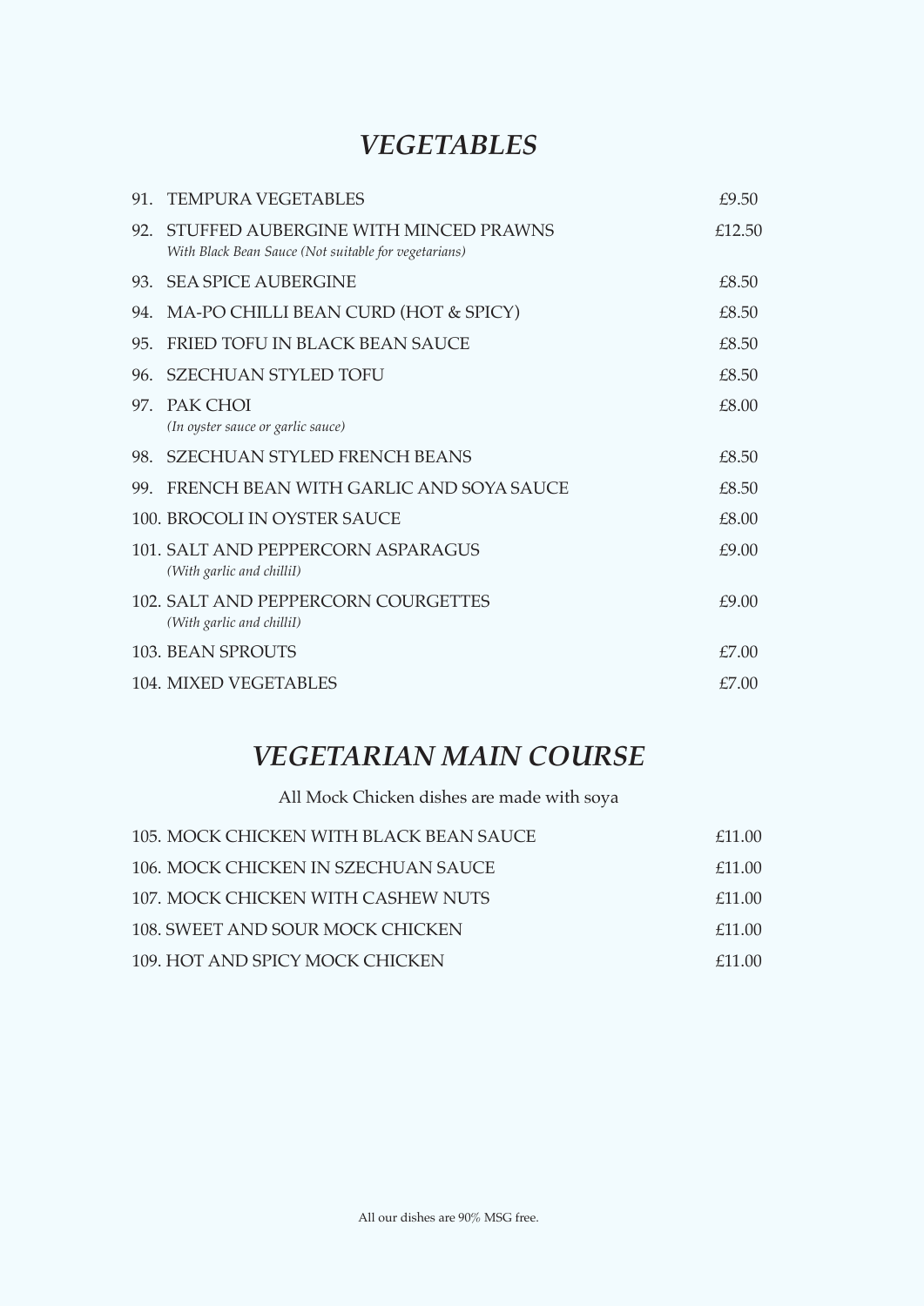## *VEGETABLES*

| | | |
|---|---|---|
| 91. | TEMPURA VEGETABLES | £9.50 |
| 92. | STUFFED AUBERGINE WITH MINCED PRAWNS<br>*With Black Bean Sauce (Not suitable for vegetarians)* | £12.50 |
| 93. | SEA SPICE AUBERGINE | £8.50 |
| 94. | MA-PO CHILLI BEAN CURD (HOT & SPICY) | £8.50 |
| 95. | FRIED TOFU IN BLACK BEAN SAUCE | £8.50 |
| 96. | SZECHUAN STYLED TOFU | £8.50 |
| 97. | PAK CHOI<br>*(In oyster sauce or garlic sauce)* | £8.00 |
| 98. | SZECHUAN STYLED FRENCH BEANS | £8.50 |
| 99. | FRENCH BEAN WITH GARLIC AND SOYA SAUCE | £8.50 |
| 100. | BROCOLI IN OYSTER SAUCE | £8.00 |
| 101. | SALT AND PEPPERCORN ASPARAGUS<br>*(With garlic and chilliI)* | £9.00 |
| 102. | SALT AND PEPPERCORN COURGETTES<br>*(With garlic and chilliI)* | £9.00 |
| 103. | BEAN SPROUTS | £7.00 |
| 104. | MIXED VEGETABLES | £7.00 |

## *VEGETARIAN MAIN COURSE*

All Mock Chicken dishes are made with soya

| | | |
|---|---|---|
| 105. | MOCK CHICKEN WITH BLACK BEAN SAUCE | £11.00 |
| 106. | MOCK CHICKEN IN SZECHUAN SAUCE | £11.00 |
| 107. | MOCK CHICKEN WITH CASHEW NUTS | £11.00 |
| 108. | SWEET AND SOUR MOCK CHICKEN | £11.00 |
| 109. | HOT AND SPICY MOCK CHICKEN | £11.00 |

All our dishes are 90% MSG free.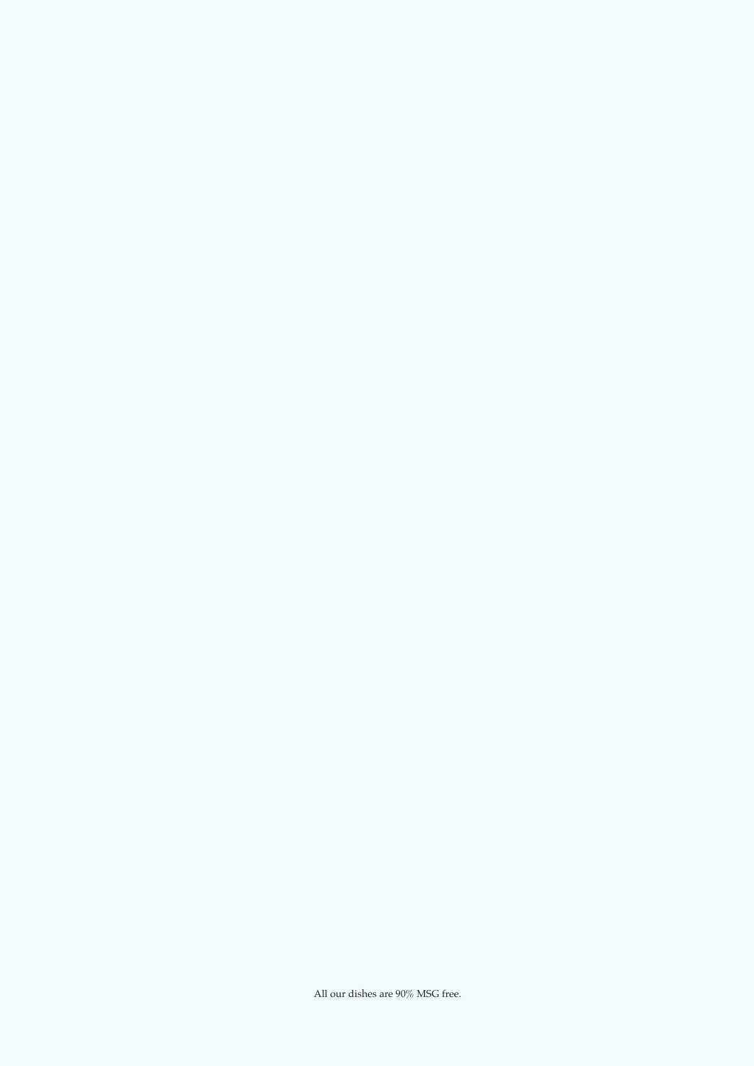All our dishes are 90% MSG free.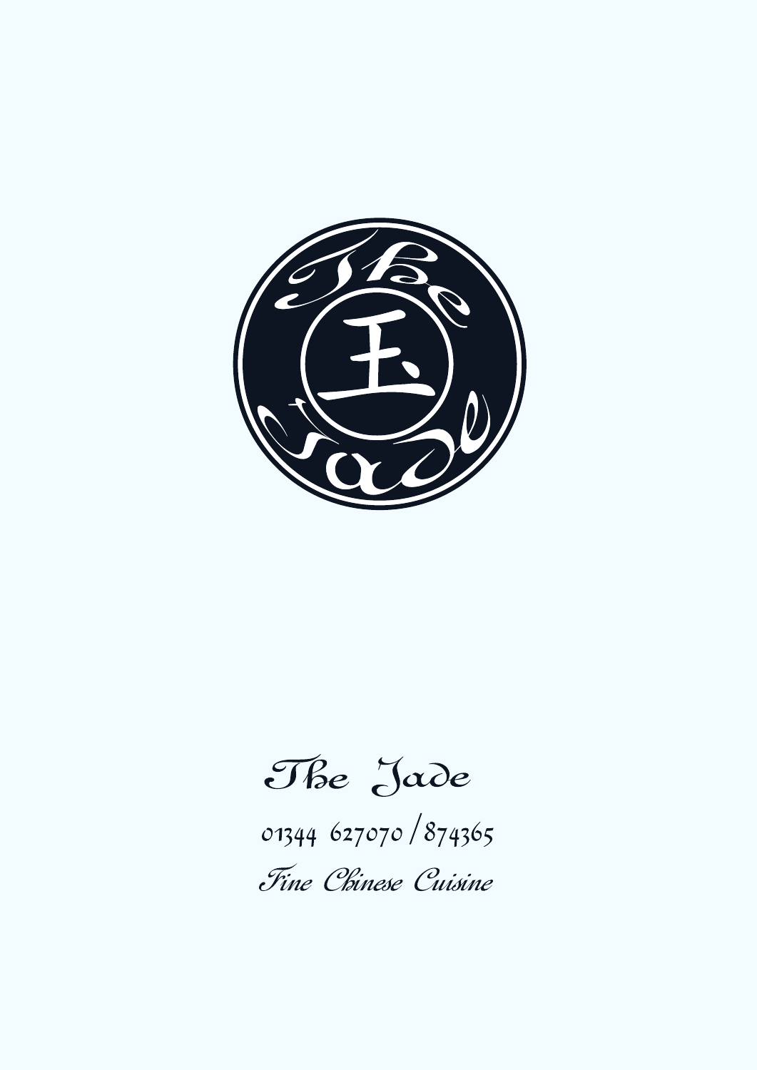The Jade

01344 627070 / 874365

*Fine Chinese Cuisine*